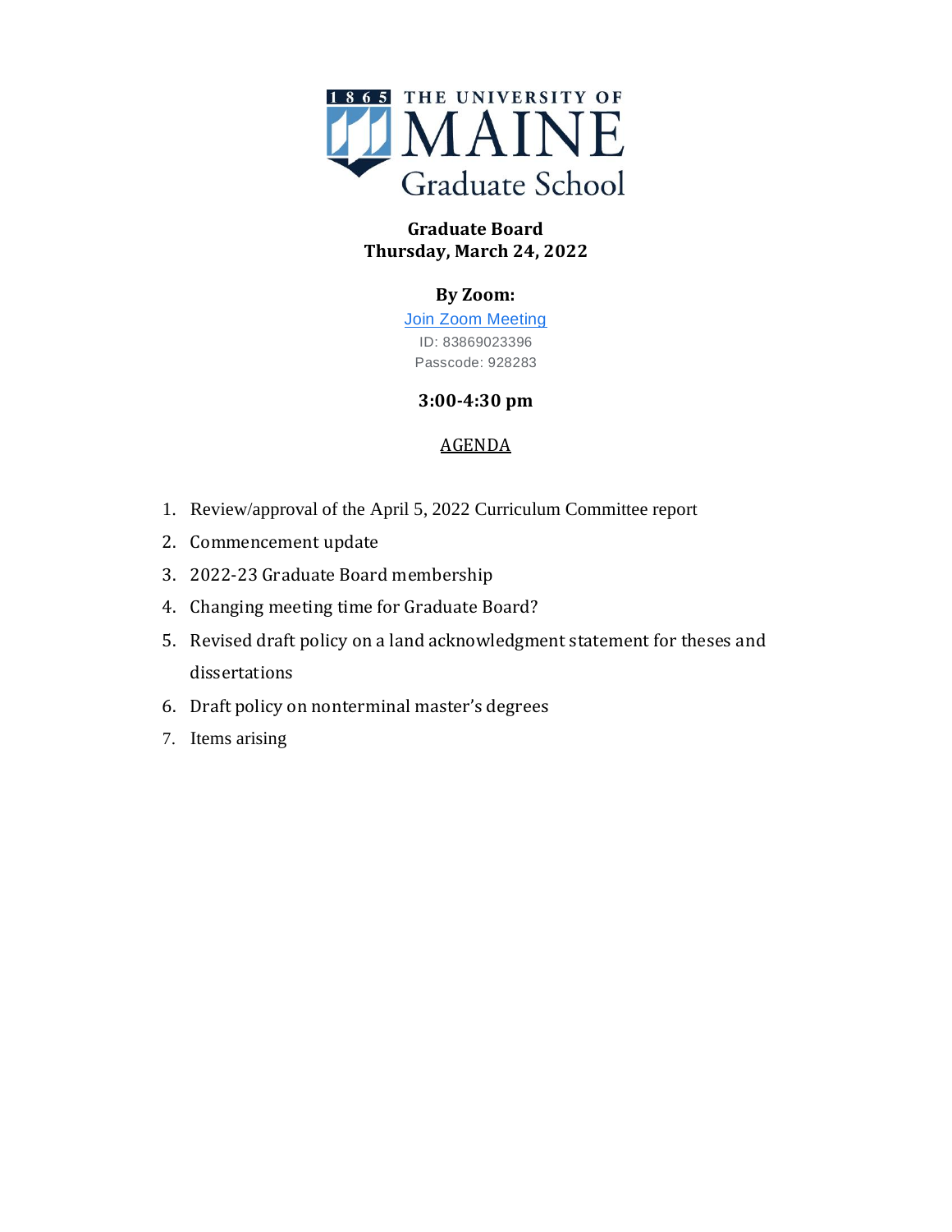1865 THE UNIVERSITY OF MAINE Graduate School

**Graduate Board**
**Thursday, March 24, 2022**

**By Zoom:**

Join Zoom Meeting
ID: 83869023396
Passcode: 928283

**3:00-4:30 pm**

AGENDA

1. Review/approval of the April 5, 2022 Curriculum Committee report
2. Commencement update
3. 2022-23 Graduate Board membership
4. Changing meeting time for Graduate Board?
5. Revised draft policy on a land acknowledgment statement for theses and dissertations
6. Draft policy on nonterminal master's degrees
7. Items arising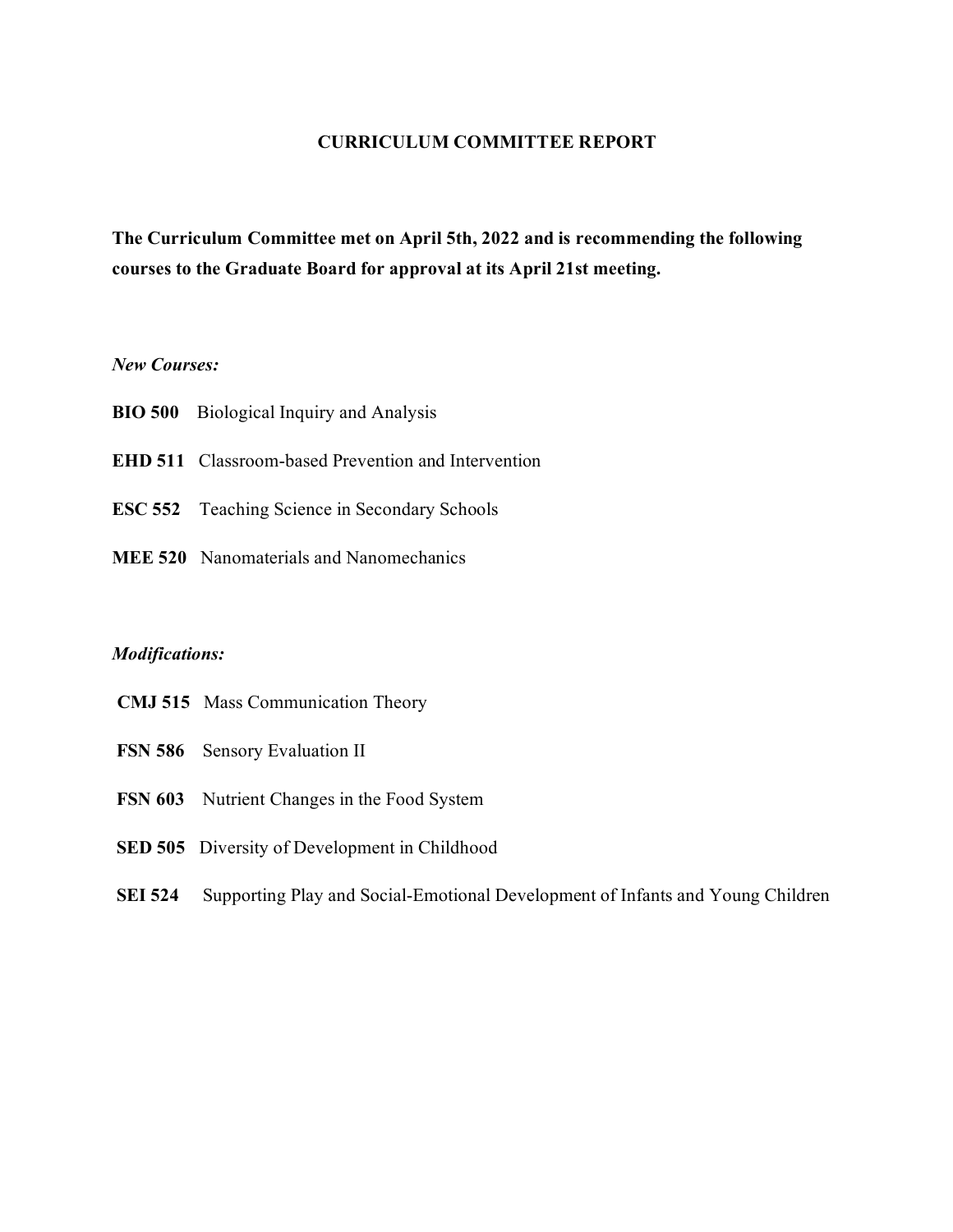# CURRICULUM COMMITTEE REPORT

**The Curriculum Committee met on April 5th, 2022 and is recommending the following courses to the Graduate Board for approval at its April 21st meeting.**

*New Courses:*

**BIO 500** Biological Inquiry and Analysis

**EHD 511** Classroom-based Prevention and Intervention

**ESC 552** Teaching Science in Secondary Schools

**MEE 520** Nanomaterials and Nanomechanics

*Modifications:*

**CMJ 515** Mass Communication Theory

**FSN 586** Sensory Evaluation II

**FSN 603** Nutrient Changes in the Food System

**SED 505** Diversity of Development in Childhood

**SEI 524** Supporting Play and Social-Emotional Development of Infants and Young Children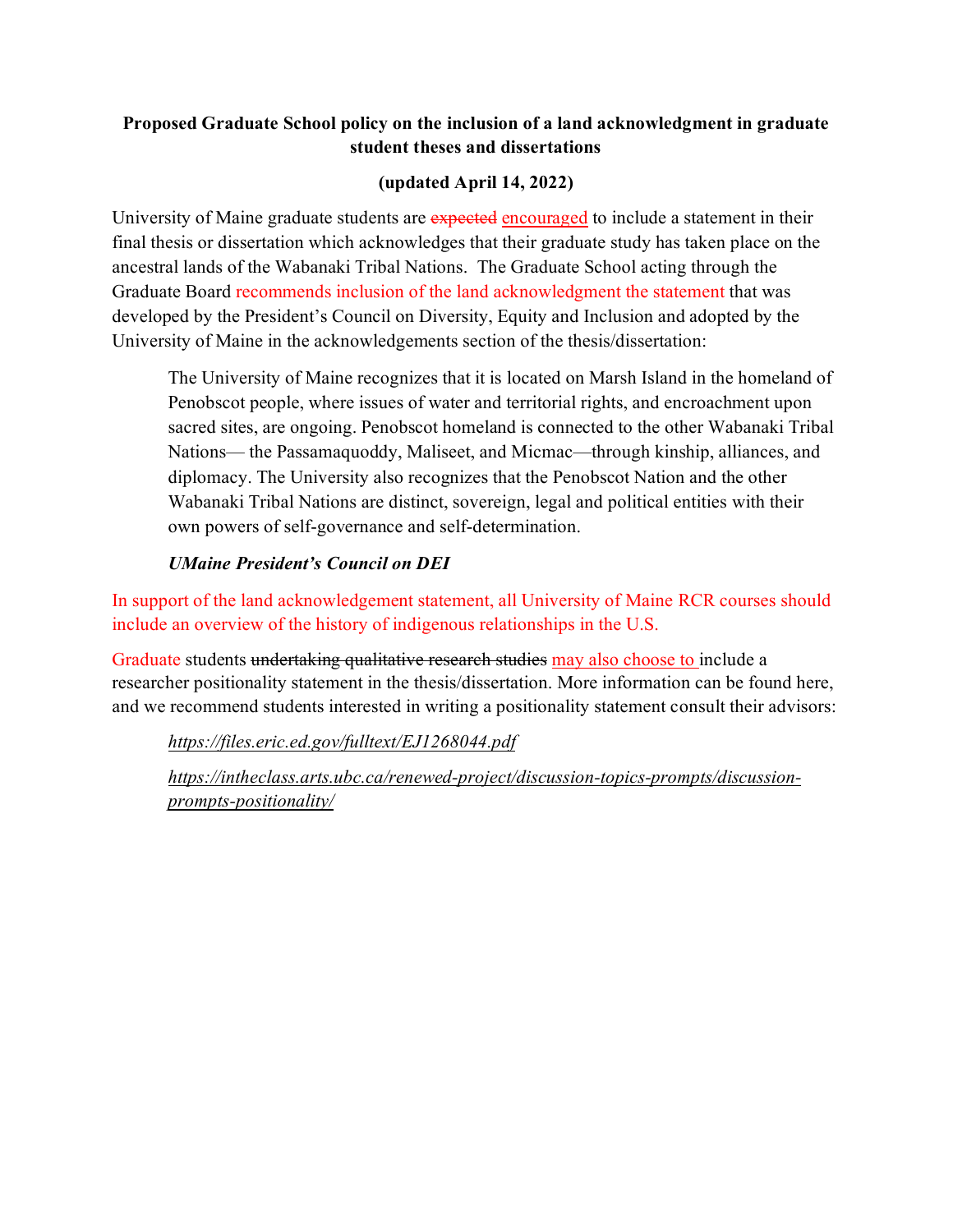**Proposed Graduate School policy on the inclusion of a land acknowledgment in graduate student theses and dissertations**

**(updated April 14, 2022)**

University of Maine graduate students are ~~expected~~ encouraged to include a statement in their final thesis or dissertation which acknowledges that their graduate study has taken place on the ancestral lands of the Wabanaki Tribal Nations. The Graduate School acting through the Graduate Board recommends inclusion of the land acknowledgment the statement that was developed by the President's Council on Diversity, Equity and Inclusion and adopted by the University of Maine in the acknowledgements section of the thesis/dissertation:

> The University of Maine recognizes that it is located on Marsh Island in the homeland of Penobscot people, where issues of water and territorial rights, and encroachment upon sacred sites, are ongoing. Penobscot homeland is connected to the other Wabanaki Tribal Nations— the Passamaquoddy, Maliseet, and Micmac—through kinship, alliances, and diplomacy. The University also recognizes that the Penobscot Nation and the other Wabanaki Tribal Nations are distinct, sovereign, legal and political entities with their own powers of self-governance and self-determination.
>
> ***UMaine President's Council on DEI***

In support of the land acknowledgement statement, all University of Maine RCR courses should include an overview of the history of indigenous relationships in the U.S.

Graduate students ~~undertaking qualitative research studies~~ may also choose to include a researcher positionality statement in the thesis/dissertation. More information can be found here, and we recommend students interested in writing a positionality statement consult their advisors:

> *https://files.eric.ed.gov/fulltext/EJ1268044.pdf*
>
> *https://intheclass.arts.ubc.ca/renewed-project/discussion-topics-prompts/discussion-prompts-positionality/*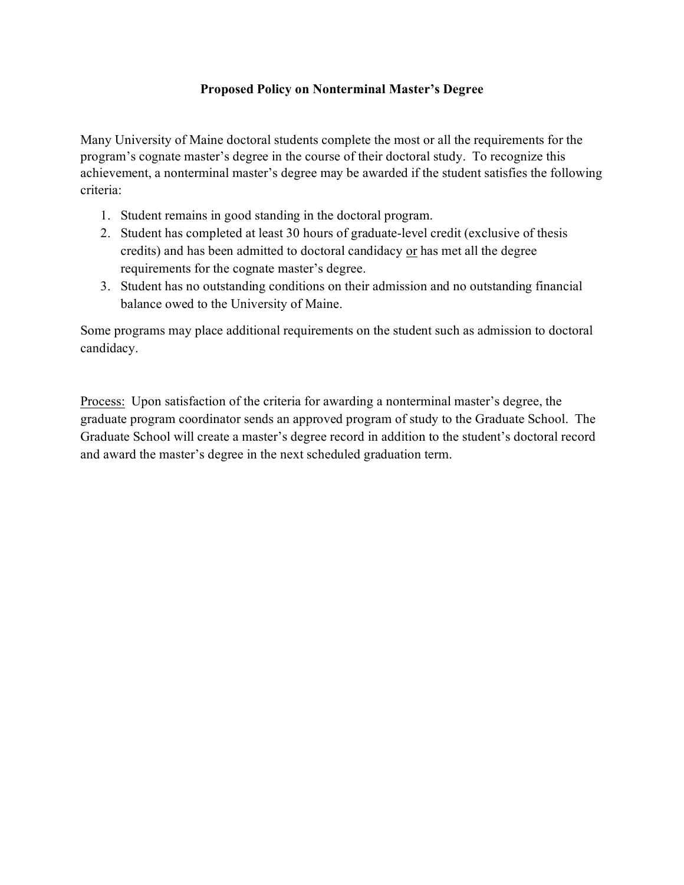**Proposed Policy on Nonterminal Master's Degree**

Many University of Maine doctoral students complete the most or all the requirements for the program's cognate master's degree in the course of their doctoral study. To recognize this achievement, a nonterminal master's degree may be awarded if the student satisfies the following criteria:

1. Student remains in good standing in the doctoral program.
2. Student has completed at least 30 hours of graduate-level credit (exclusive of thesis credits) and has been admitted to doctoral candidacy <u>or</u> has met all the degree requirements for the cognate master's degree.
3. Student has no outstanding conditions on their admission and no outstanding financial balance owed to the University of Maine.

Some programs may place additional requirements on the student such as admission to doctoral candidacy.

<u>Process:</u> Upon satisfaction of the criteria for awarding a nonterminal master's degree, the graduate program coordinator sends an approved program of study to the Graduate School. The Graduate School will create a master's degree record in addition to the student's doctoral record and award the master's degree in the next scheduled graduation term.